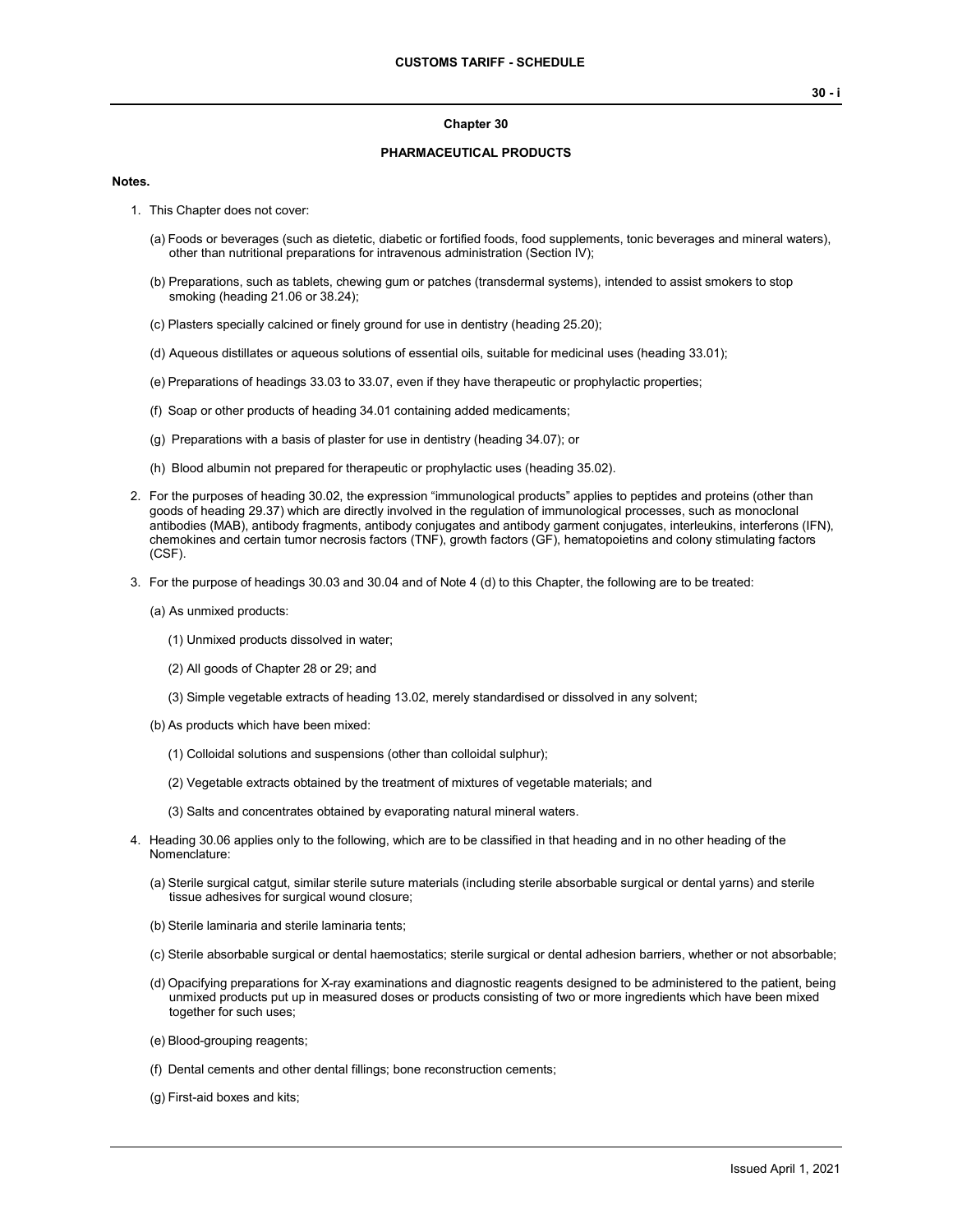# Chapter 30

## PHARMACEUTICAL PRODUCTS

**Notes.**

1. This Chapter does not cover:

   (a) Foods or beverages (such as dietetic, diabetic or fortified foods, food supplements, tonic beverages and mineral waters), other than nutritional preparations for intravenous administration (Section IV);

   (b) Preparations, such as tablets, chewing gum or patches (transdermal systems), intended to assist smokers to stop smoking (heading 21.06 or 38.24);

   (c) Plasters specially calcined or finely ground for use in dentistry (heading 25.20);

   (d) Aqueous distillates or aqueous solutions of essential oils, suitable for medicinal uses (heading 33.01);

   (e) Preparations of headings 33.03 to 33.07, even if they have therapeutic or prophylactic properties;

   (f) Soap or other products of heading 34.01 containing added medicaments;

   (g) Preparations with a basis of plaster for use in dentistry (heading 34.07); or

   (h) Blood albumin not prepared for therapeutic or prophylactic uses (heading 35.02).

2. For the purposes of heading 30.02, the expression "immunological products" applies to peptides and proteins (other than goods of heading 29.37) which are directly involved in the regulation of immunological processes, such as monoclonal antibodies (MAB), antibody fragments, antibody conjugates and antibody garment conjugates, interleukins, interferons (IFN), chemokines and certain tumor necrosis factors (TNF), growth factors (GF), hematopoietins and colony stimulating factors (CSF).

3. For the purpose of headings 30.03 and 30.04 and of Note 4 (d) to this Chapter, the following are to be treated:

   (a) As unmixed products:

      (1) Unmixed products dissolved in water;

      (2) All goods of Chapter 28 or 29; and

      (3) Simple vegetable extracts of heading 13.02, merely standardised or dissolved in any solvent;

   (b) As products which have been mixed:

      (1) Colloidal solutions and suspensions (other than colloidal sulphur);

      (2) Vegetable extracts obtained by the treatment of mixtures of vegetable materials; and

      (3) Salts and concentrates obtained by evaporating natural mineral waters.

4. Heading 30.06 applies only to the following, which are to be classified in that heading and in no other heading of the Nomenclature:

   (a) Sterile surgical catgut, similar sterile suture materials (including sterile absorbable surgical or dental yarns) and sterile tissue adhesives for surgical wound closure;

   (b) Sterile laminaria and sterile laminaria tents;

   (c) Sterile absorbable surgical or dental haemostatics; sterile surgical or dental adhesion barriers, whether or not absorbable;

   (d) Opacifying preparations for X-ray examinations and diagnostic reagents designed to be administered to the patient, being unmixed products put up in measured doses or products consisting of two or more ingredients which have been mixed together for such uses;

   (e) Blood-grouping reagents;

   (f) Dental cements and other dental fillings; bone reconstruction cements;

   (g) First-aid boxes and kits;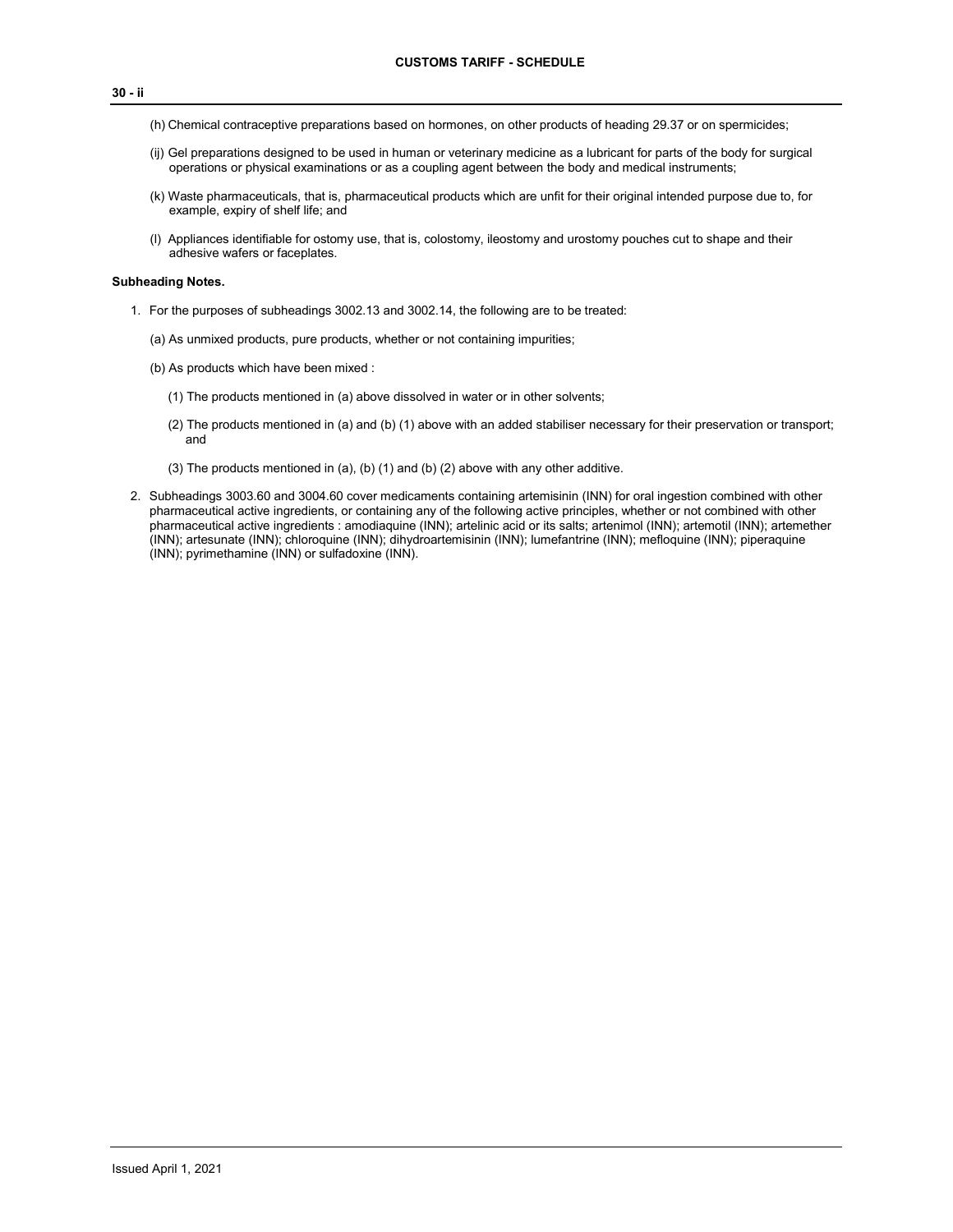(h) Chemical contraceptive preparations based on hormones, on other products of heading 29.37 or on spermicides;

(ij) Gel preparations designed to be used in human or veterinary medicine as a lubricant for parts of the body for surgical operations or physical examinations or as a coupling agent between the body and medical instruments;

(k) Waste pharmaceuticals, that is, pharmaceutical products which are unfit for their original intended purpose due to, for example, expiry of shelf life; and

(l) Appliances identifiable for ostomy use, that is, colostomy, ileostomy and urostomy pouches cut to shape and their adhesive wafers or faceplates.

**Subheading Notes.**

1. For the purposes of subheadings 3002.13 and 3002.14, the following are to be treated:

   (a) As unmixed products, pure products, whether or not containing impurities;

   (b) As products which have been mixed :

   (1) The products mentioned in (a) above dissolved in water or in other solvents;

   (2) The products mentioned in (a) and (b) (1) above with an added stabiliser necessary for their preservation or transport; and

   (3) The products mentioned in (a), (b) (1) and (b) (2) above with any other additive.

2. Subheadings 3003.60 and 3004.60 cover medicaments containing artemisinin (INN) for oral ingestion combined with other pharmaceutical active ingredients, or containing any of the following active principles, whether or not combined with other pharmaceutical active ingredients : amodiaquine (INN); artelinic acid or its salts; artenimol (INN); artemotil (INN); artemether (INN); artesunate (INN); chloroquine (INN); dihydroartemisinin (INN); lumefantrine (INN); mefloquine (INN); piperaquine (INN); pyrimethamine (INN) or sulfadoxine (INN).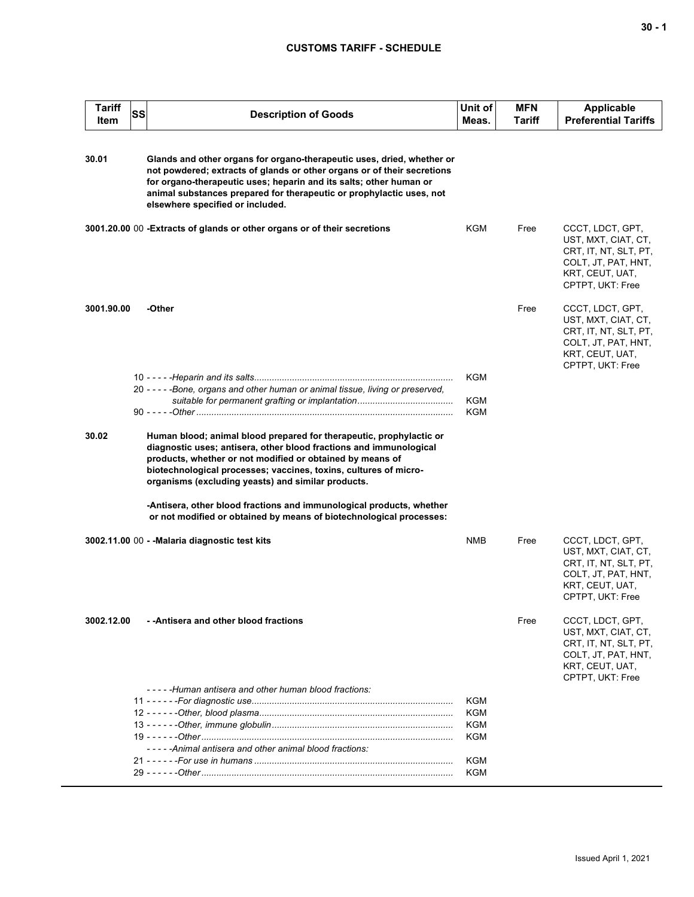**CUSTOMS TARIFF - SCHEDULE**

| Tariff Item | SS | Description of Goods | Unit of Meas. | MFN Tariff | Applicable Preferential Tariffs |
|---|---|---|---|---|---|
| **30.01** | | **Glands and other organs for organo-therapeutic uses, dried, whether or not powdered; extracts of glands or other organs or of their secretions for organo-therapeutic uses; heparin and its salts; other human or animal substances prepared for therapeutic or prophylactic uses, not elsewhere specified or included.** | | | |
| **3001.20.00** | 00 | **-Extracts of glands or other organs or of their secretions** | KGM | Free | CCCT, LDCT, GPT, UST, MXT, CIAT, CT, CRT, IT, NT, SLT, PT, COLT, JT, PAT, HNT, KRT, CEUT, UAT, CPTPT, UKT: Free |
| **3001.90.00** | | **-Other** | | Free | CCCT, LDCT, GPT, UST, MXT, CIAT, CT, CRT, IT, NT, SLT, PT, COLT, JT, PAT, HNT, KRT, CEUT, UAT, CPTPT, UKT: Free |
| | 10 | - - - - -*Heparin and its salts* | KGM | | |
| | 20 | - - - - -*Bone, organs and other human or animal tissue, living or preserved, suitable for permanent grafting or implantation* | KGM | | |
| | 90 | - - - - -*Other* | KGM | | |
| **30.02** | | **Human blood; animal blood prepared for therapeutic, prophylactic or diagnostic uses; antisera, other blood fractions and immunological products, whether or not modified or obtained by means of biotechnological processes; vaccines, toxins, cultures of micro-organisms (excluding yeasts) and similar products.** | | | |
| | | **-Antisera, other blood fractions and immunological products, whether or not modified or obtained by means of biotechnological processes:** | | | |
| **3002.11.00** | 00 | **- -Malaria diagnostic test kits** | NMB | Free | CCCT, LDCT, GPT, UST, MXT, CIAT, CT, CRT, IT, NT, SLT, PT, COLT, JT, PAT, HNT, KRT, CEUT, UAT, CPTPT, UKT: Free |
| **3002.12.00** | | **- -Antisera and other blood fractions** | | Free | CCCT, LDCT, GPT, UST, MXT, CIAT, CT, CRT, IT, NT, SLT, PT, COLT, JT, PAT, HNT, KRT, CEUT, UAT, CPTPT, UKT: Free |
| | | - - - - -*Human antisera and other human blood fractions:* | | | |
| | 11 | - - - - - -*For diagnostic use* | KGM | | |
| | 12 | - - - - - -*Other, blood plasma* | KGM | | |
| | 13 | - - - - - -*Other, immune globulin* | KGM | | |
| | 19 | - - - - - -*Other* | KGM | | |
| | | - - - - -*Animal antisera and other animal blood fractions:* | | | |
| | 21 | - - - - - -*For use in humans* | KGM | | |
| | 29 | - - - - - -*Other* | KGM | | |

Issued April 1, 2021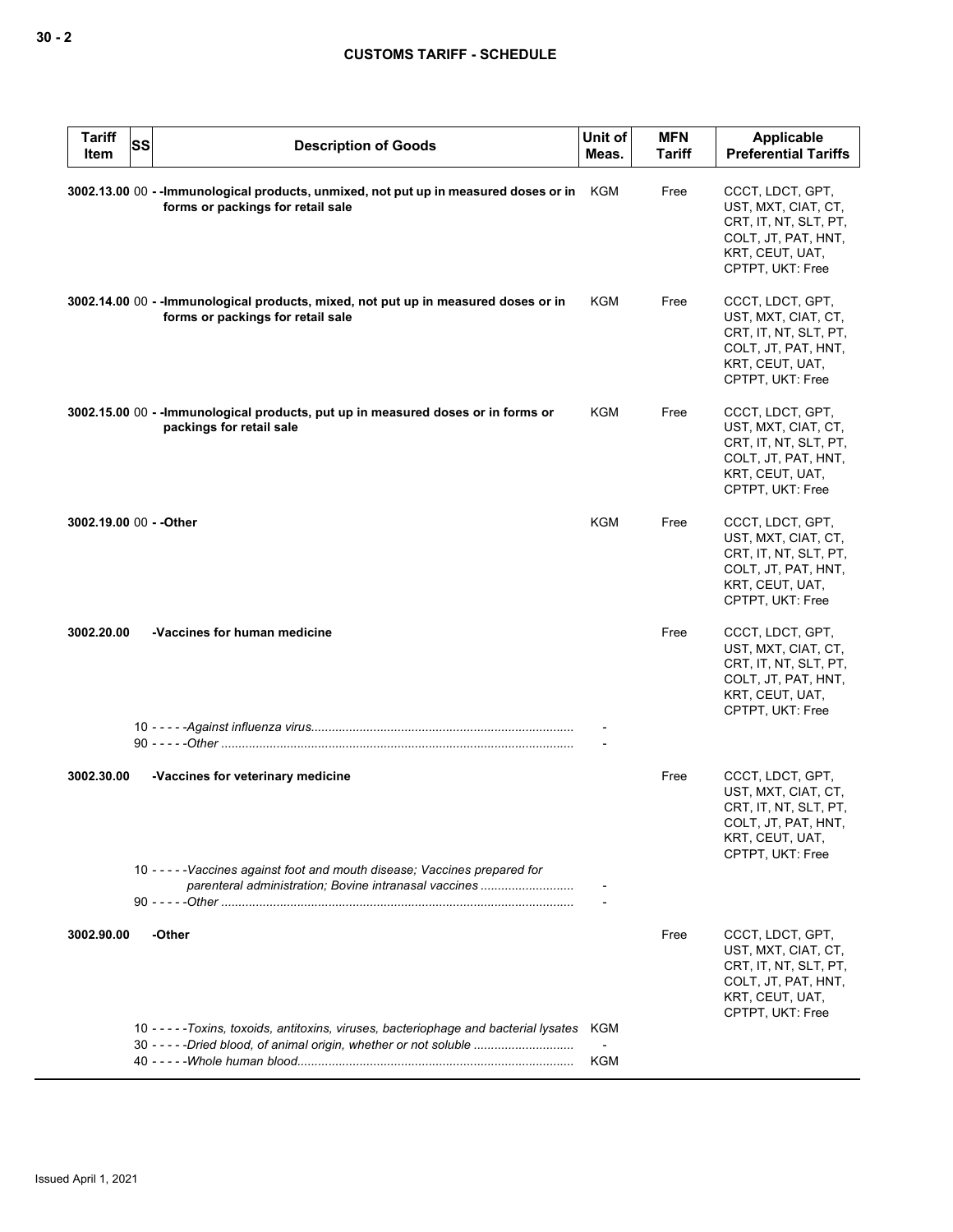| Tariff Item | SS | Description of Goods | Unit of Meas. | MFN Tariff | Applicable Preferential Tariffs |
|---|---|---|---|---|---|
| 3002.13.00 | 00 | - -Immunological products, unmixed, not put up in measured doses or in forms or packings for retail sale | KGM | Free | CCCT, LDCT, GPT, UST, MXT, CIAT, CT, CRT, IT, NT, SLT, PT, COLT, JT, PAT, HNT, KRT, CEUT, UAT, CPTPT, UKT: Free |
| 3002.14.00 | 00 | - -Immunological products, mixed, not put up in measured doses or in forms or packings for retail sale | KGM | Free | CCCT, LDCT, GPT, UST, MXT, CIAT, CT, CRT, IT, NT, SLT, PT, COLT, JT, PAT, HNT, KRT, CEUT, UAT, CPTPT, UKT: Free |
| 3002.15.00 | 00 | - -Immunological products, put up in measured doses or in forms or packings for retail sale | KGM | Free | CCCT, LDCT, GPT, UST, MXT, CIAT, CT, CRT, IT, NT, SLT, PT, COLT, JT, PAT, HNT, KRT, CEUT, UAT, CPTPT, UKT: Free |
| 3002.19.00 | 00 | - -Other | KGM | Free | CCCT, LDCT, GPT, UST, MXT, CIAT, CT, CRT, IT, NT, SLT, PT, COLT, JT, PAT, HNT, KRT, CEUT, UAT, CPTPT, UKT: Free |
| 3002.20.00 | | -Vaccines for human medicine | | Free | CCCT, LDCT, GPT, UST, MXT, CIAT, CT, CRT, IT, NT, SLT, PT, COLT, JT, PAT, HNT, KRT, CEUT, UAT, CPTPT, UKT: Free |
| | 10 | - - - - -*Against influenza virus* | - | | |
| | 90 | - - - - -*Other* | - | | |
| 3002.30.00 | | -Vaccines for veterinary medicine | | Free | CCCT, LDCT, GPT, UST, MXT, CIAT, CT, CRT, IT, NT, SLT, PT, COLT, JT, PAT, HNT, KRT, CEUT, UAT, CPTPT, UKT: Free |
| | 10 | - - - - -*Vaccines against foot and mouth disease; Vaccines prepared for parenteral administration; Bovine intranasal vaccines* | - | | |
| | 90 | - - - - -*Other* | - | | |
| 3002.90.00 | | -Other | | Free | CCCT, LDCT, GPT, UST, MXT, CIAT, CT, CRT, IT, NT, SLT, PT, COLT, JT, PAT, HNT, KRT, CEUT, UAT, CPTPT, UKT: Free |
| | 10 | - - - - -*Toxins, toxoids, antitoxins, viruses, bacteriophage and bacterial lysates* | KGM | | |
| | 30 | - - - - -*Dried blood, of animal origin, whether or not soluble* | - | | |
| | 40 | - - - - -*Whole human blood* | KGM | | |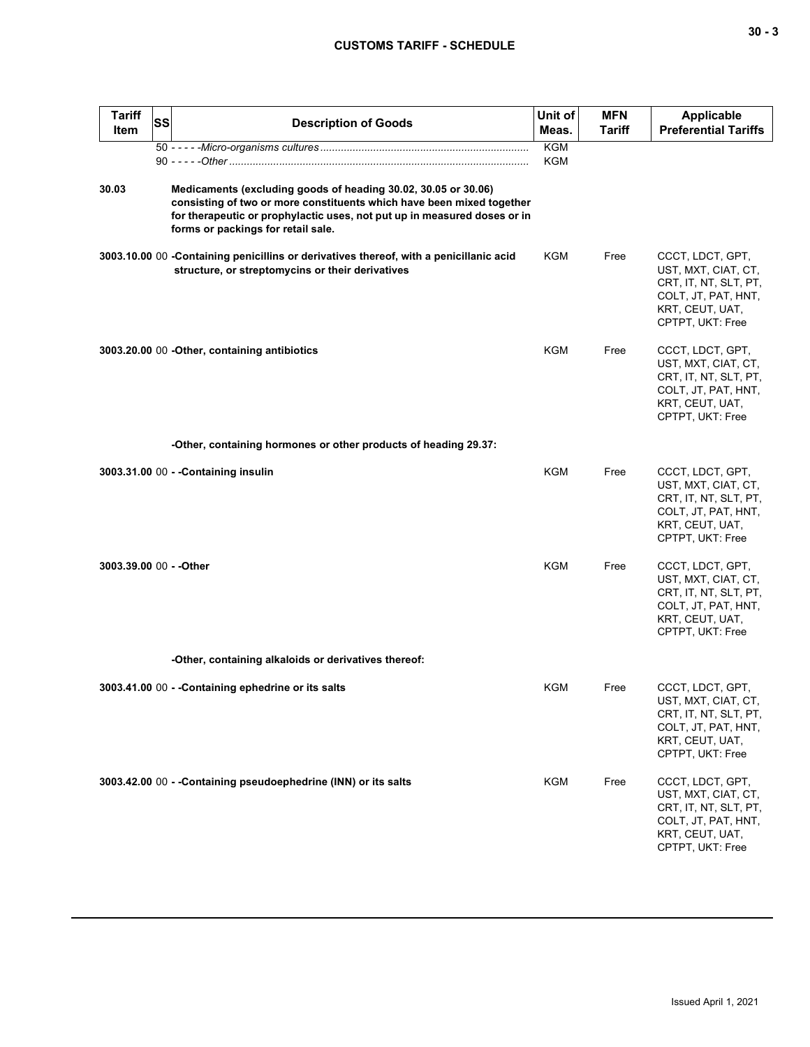| Tariff Item | SS | Description of Goods | Unit of Meas. | MFN Tariff | Applicable Preferential Tariffs |
|---|---|---|---|---|---|
| | | 50 - - - - -*Micro-organisms cultures* | KGM | | |
| | | 90 - - - - -*Other* | KGM | | |
| **30.03** | | **Medicaments (excluding goods of heading 30.02, 30.05 or 30.06) consisting of two or more constituents which have been mixed together for therapeutic or prophylactic uses, not put up in measured doses or in forms or packings for retail sale.** | | | |
| **3003.10.00** | 00 | **-Containing penicillins or derivatives thereof, with a penicillanic acid structure, or streptomycins or their derivatives** | KGM | Free | CCCT, LDCT, GPT, UST, MXT, CIAT, CT, CRT, IT, NT, SLT, PT, COLT, JT, PAT, HNT, KRT, CEUT, UAT, CPTPT, UKT: Free |
| **3003.20.00** | 00 | **-Other, containing antibiotics** | KGM | Free | CCCT, LDCT, GPT, UST, MXT, CIAT, CT, CRT, IT, NT, SLT, PT, COLT, JT, PAT, HNT, KRT, CEUT, UAT, CPTPT, UKT: Free |
| | | **-Other, containing hormones or other products of heading 29.37:** | | | |
| **3003.31.00** | 00 | **- -Containing insulin** | KGM | Free | CCCT, LDCT, GPT, UST, MXT, CIAT, CT, CRT, IT, NT, SLT, PT, COLT, JT, PAT, HNT, KRT, CEUT, UAT, CPTPT, UKT: Free |
| **3003.39.00** | 00 | **- -Other** | KGM | Free | CCCT, LDCT, GPT, UST, MXT, CIAT, CT, CRT, IT, NT, SLT, PT, COLT, JT, PAT, HNT, KRT, CEUT, UAT, CPTPT, UKT: Free |
| | | **-Other, containing alkaloids or derivatives thereof:** | | | |
| **3003.41.00** | 00 | **- -Containing ephedrine or its salts** | KGM | Free | CCCT, LDCT, GPT, UST, MXT, CIAT, CT, CRT, IT, NT, SLT, PT, COLT, JT, PAT, HNT, KRT, CEUT, UAT, CPTPT, UKT: Free |
| **3003.42.00** | 00 | **- -Containing pseudoephedrine (INN) or its salts** | KGM | Free | CCCT, LDCT, GPT, UST, MXT, CIAT, CT, CRT, IT, NT, SLT, PT, COLT, JT, PAT, HNT, KRT, CEUT, UAT, CPTPT, UKT: Free |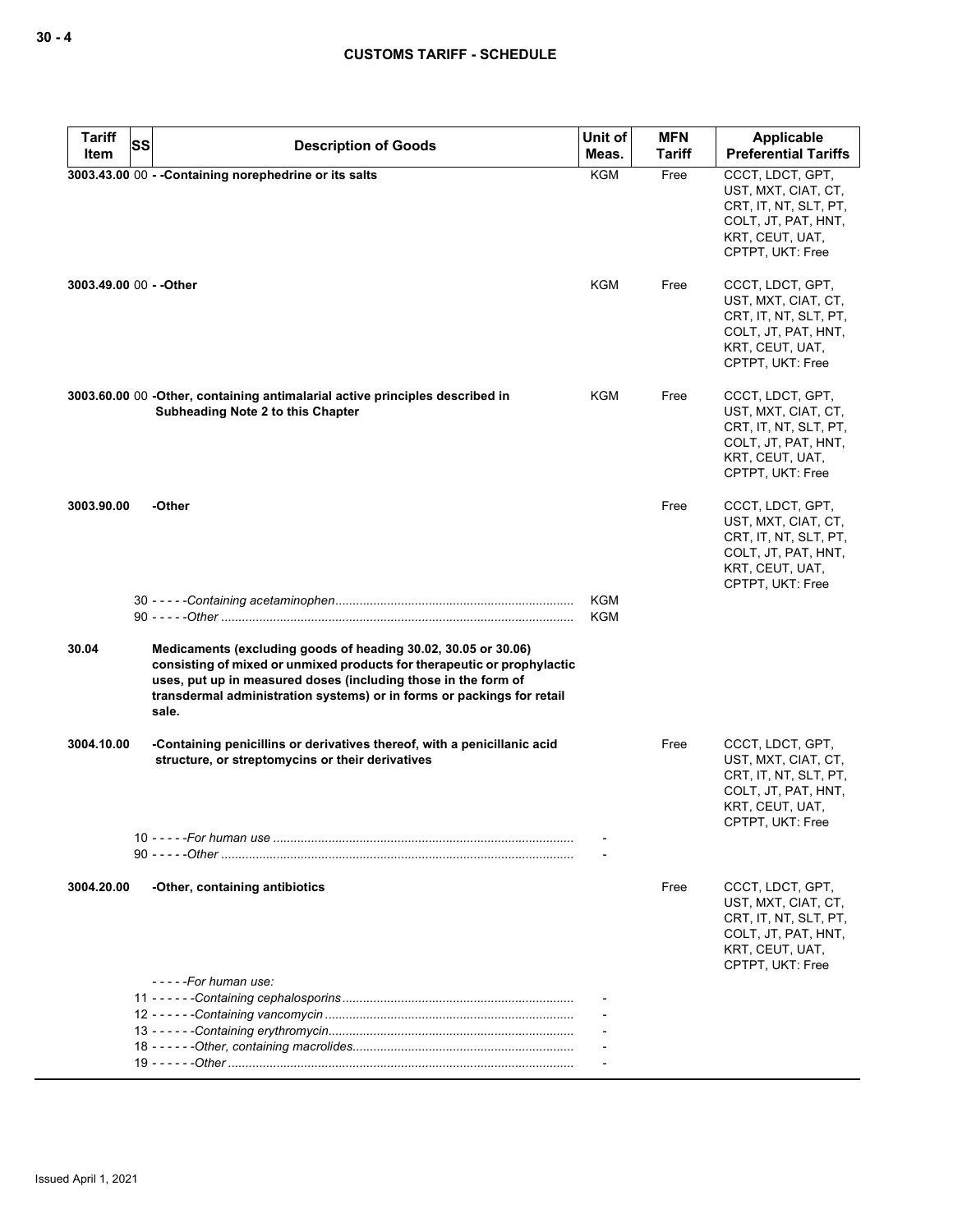| Tariff Item | SS | Description of Goods | Unit of Meas. | MFN Tariff | Applicable Preferential Tariffs |
|---|---|---|---|---|---|
| **3003.43.00** | 00 | **- -Containing norephedrine or its salts** | KGM | Free | CCCT, LDCT, GPT, UST, MXT, CIAT, CT, CRT, IT, NT, SLT, PT, COLT, JT, PAT, HNT, KRT, CEUT, UAT, CPTPT, UKT: Free |
| **3003.49.00** | 00 | **- -Other** | KGM | Free | CCCT, LDCT, GPT, UST, MXT, CIAT, CT, CRT, IT, NT, SLT, PT, COLT, JT, PAT, HNT, KRT, CEUT, UAT, CPTPT, UKT: Free |
| **3003.60.00** | 00 | **-Other, containing antimalarial active principles described in Subheading Note 2 to this Chapter** | KGM | Free | CCCT, LDCT, GPT, UST, MXT, CIAT, CT, CRT, IT, NT, SLT, PT, COLT, JT, PAT, HNT, KRT, CEUT, UAT, CPTPT, UKT: Free |
| **3003.90.00** | | **-Other** | | Free | CCCT, LDCT, GPT, UST, MXT, CIAT, CT, CRT, IT, NT, SLT, PT, COLT, JT, PAT, HNT, KRT, CEUT, UAT, CPTPT, UKT: Free |
| | 30 | - - - - -*Containing acetaminophen* | KGM | | |
| | 90 | - - - - -*Other* | KGM | | |
| **30.04** | | **Medicaments (excluding goods of heading 30.02, 30.05 or 30.06) consisting of mixed or unmixed products for therapeutic or prophylactic uses, put up in measured doses (including those in the form of transdermal administration systems) or in forms or packings for retail sale.** | | | |
| **3004.10.00** | | **-Containing penicillins or derivatives thereof, with a penicillanic acid structure, or streptomycins or their derivatives** | | Free | CCCT, LDCT, GPT, UST, MXT, CIAT, CT, CRT, IT, NT, SLT, PT, COLT, JT, PAT, HNT, KRT, CEUT, UAT, CPTPT, UKT: Free |
| | 10 | - - - - -*For human use* | - | | |
| | 90 | - - - - -*Other* | - | | |
| **3004.20.00** | | **-Other, containing antibiotics** | | Free | CCCT, LDCT, GPT, UST, MXT, CIAT, CT, CRT, IT, NT, SLT, PT, COLT, JT, PAT, HNT, KRT, CEUT, UAT, CPTPT, UKT: Free |
| | | - - - - -*For human use:* | | | |
| | 11 | - - - - - -*Containing cephalosporins* | - | | |
| | 12 | - - - - - -*Containing vancomycin* | - | | |
| | 13 | - - - - - -*Containing erythromycin* | - | | |
| | 18 | - - - - - -*Other, containing macrolides* | - | | |
| | 19 | - - - - - -*Other* | - | | |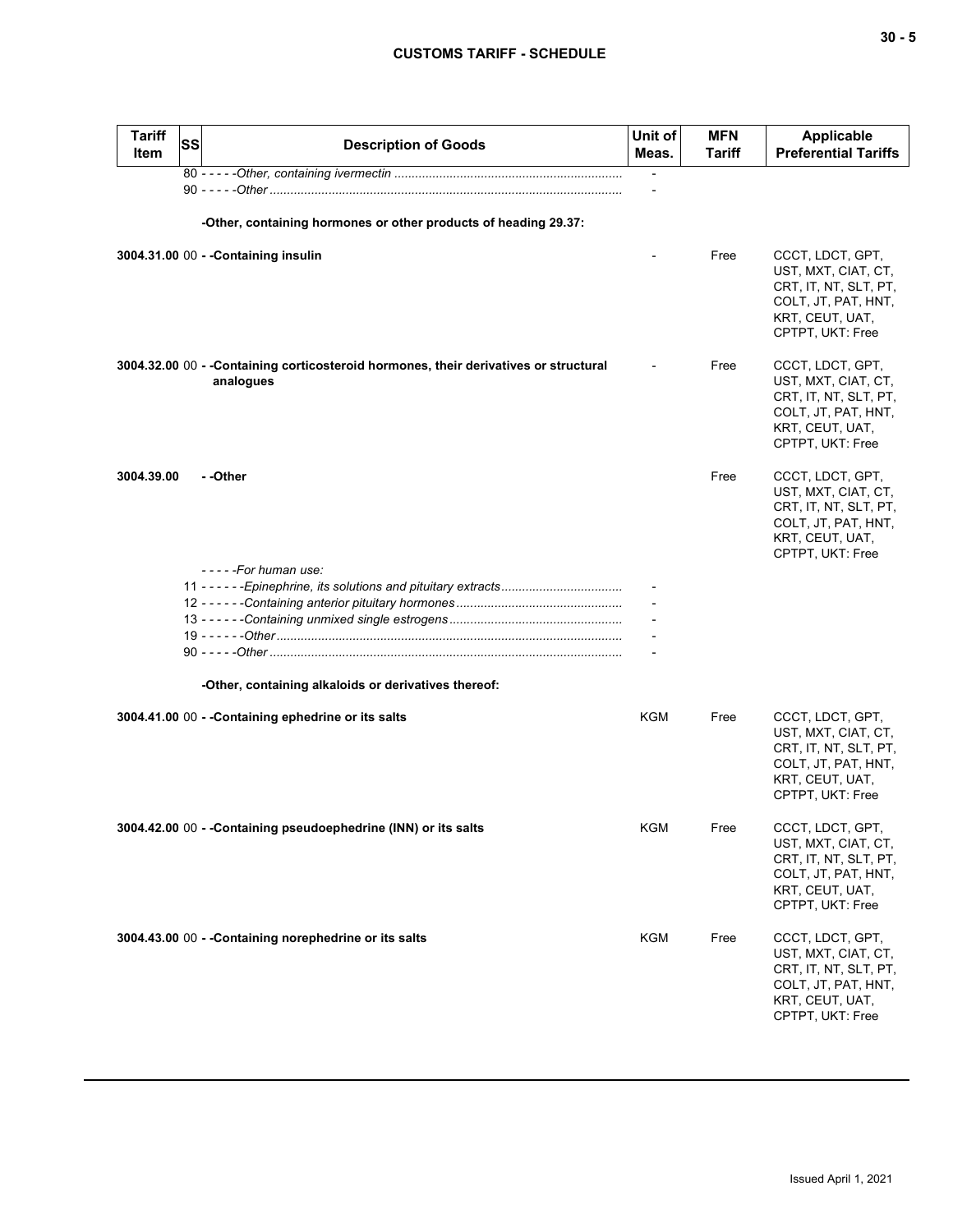| Tariff Item | SS | Description of Goods | Unit of Meas. | MFN Tariff | Applicable Preferential Tariffs |
|---|---|---|---|---|---|
| | 80 | - - - - -*Other, containing ivermectin* | - | | |
| | 90 | - - - - -*Other* | - | | |
| | | **-Other, containing hormones or other products of heading 29.37:** | | | |
| **3004.31.00** | 00 | **- -Containing insulin** | - | Free | CCCT, LDCT, GPT, UST, MXT, CIAT, CT, CRT, IT, NT, SLT, PT, COLT, JT, PAT, HNT, KRT, CEUT, UAT, CPTPT, UKT: Free |
| **3004.32.00** | 00 | **- -Containing corticosteroid hormones, their derivatives or structural analogues** | - | Free | CCCT, LDCT, GPT, UST, MXT, CIAT, CT, CRT, IT, NT, SLT, PT, COLT, JT, PAT, HNT, KRT, CEUT, UAT, CPTPT, UKT: Free |
| **3004.39.00** | | **- -Other** | | Free | CCCT, LDCT, GPT, UST, MXT, CIAT, CT, CRT, IT, NT, SLT, PT, COLT, JT, PAT, HNT, KRT, CEUT, UAT, CPTPT, UKT: Free |
| | | - - - - -*For human use:* | | | |
| | 11 | - - - - - -*Epinephrine, its solutions and pituitary extracts* | - | | |
| | 12 | - - - - - -*Containing anterior pituitary hormones* | - | | |
| | 13 | - - - - - -*Containing unmixed single estrogens* | - | | |
| | 19 | - - - - - -*Other* | - | | |
| | 90 | - - - - -*Other* | - | | |
| | | **-Other, containing alkaloids or derivatives thereof:** | | | |
| **3004.41.00** | 00 | **- -Containing ephedrine or its salts** | KGM | Free | CCCT, LDCT, GPT, UST, MXT, CIAT, CT, CRT, IT, NT, SLT, PT, COLT, JT, PAT, HNT, KRT, CEUT, UAT, CPTPT, UKT: Free |
| **3004.42.00** | 00 | **- -Containing pseudoephedrine (INN) or its salts** | KGM | Free | CCCT, LDCT, GPT, UST, MXT, CIAT, CT, CRT, IT, NT, SLT, PT, COLT, JT, PAT, HNT, KRT, CEUT, UAT, CPTPT, UKT: Free |
| **3004.43.00** | 00 | **- -Containing norephedrine or its salts** | KGM | Free | CCCT, LDCT, GPT, UST, MXT, CIAT, CT, CRT, IT, NT, SLT, PT, COLT, JT, PAT, HNT, KRT, CEUT, UAT, CPTPT, UKT: Free |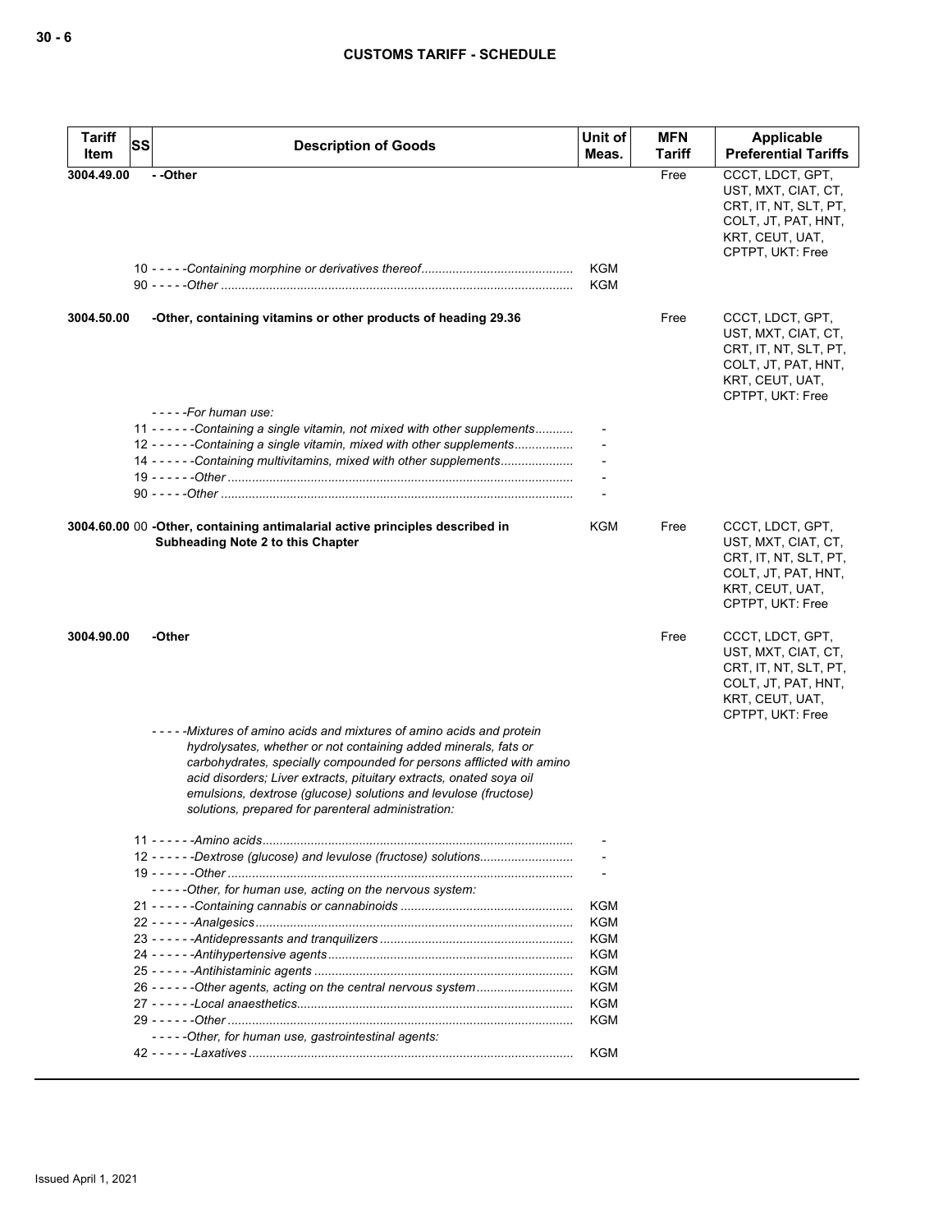| Tariff Item | SS | Description of Goods | Unit of Meas. | MFN Tariff | Applicable Preferential Tariffs |
|---|---|---|---|---|---|
| 3004.49.00 | | **- -Other** | | Free | CCCT, LDCT, GPT, UST, MXT, CIAT, CT, CRT, IT, NT, SLT, PT, COLT, JT, PAT, HNT, KRT, CEUT, UAT, CPTPT, UKT: Free |
| | | 10 - - - - -*Containing morphine or derivatives thereof* | KGM | | |
| | | 90 - - - - -*Other* | KGM | | |
| 3004.50.00 | | **-Other, containing vitamins or other products of heading 29.36** | | Free | CCCT, LDCT, GPT, UST, MXT, CIAT, CT, CRT, IT, NT, SLT, PT, COLT, JT, PAT, HNT, KRT, CEUT, UAT, CPTPT, UKT: Free |
| | | - - - - -*For human use:* | | | |
| | | 11 - - - - - -*Containing a single vitamin, not mixed with other supplements* | - | | |
| | | 12 - - - - - -*Containing a single vitamin, mixed with other supplements* | - | | |
| | | 14 - - - - - -*Containing multivitamins, mixed with other supplements* | - | | |
| | | 19 - - - - - -*Other* | - | | |
| | | 90 - - - - -*Other* | - | | |
| 3004.60.00 | 00 | **-Other, containing antimalarial active principles described in Subheading Note 2 to this Chapter** | KGM | Free | CCCT, LDCT, GPT, UST, MXT, CIAT, CT, CRT, IT, NT, SLT, PT, COLT, JT, PAT, HNT, KRT, CEUT, UAT, CPTPT, UKT: Free |
| 3004.90.00 | | **-Other** | | Free | CCCT, LDCT, GPT, UST, MXT, CIAT, CT, CRT, IT, NT, SLT, PT, COLT, JT, PAT, HNT, KRT, CEUT, UAT, CPTPT, UKT: Free |
| | | - - - - -*Mixtures of amino acids and mixtures of amino acids and protein hydrolysates, whether or not containing added minerals, fats or carbohydrates, specially compounded for persons afflicted with amino acid disorders; Liver extracts, pituitary extracts, onated soya oil emulsions, dextrose (glucose) solutions and levulose (fructose) solutions, prepared for parenteral administration:* | | | |
| | | 11 - - - - - -*Amino acids* | - | | |
| | | 12 - - - - - -*Dextrose (glucose) and levulose (fructose) solutions* | - | | |
| | | 19 - - - - - -*Other* | - | | |
| | | - - - - -*Other, for human use, acting on the nervous system:* | | | |
| | | 21 - - - - - -*Containing cannabis or cannabinoids* | KGM | | |
| | | 22 - - - - - -*Analgesics* | KGM | | |
| | | 23 - - - - - -*Antidepressants and tranquilizers* | KGM | | |
| | | 24 - - - - - -*Antihypertensive agents* | KGM | | |
| | | 25 - - - - - -*Antihistaminic agents* | KGM | | |
| | | 26 - - - - - -*Other agents, acting on the central nervous system* | KGM | | |
| | | 27 - - - - - -*Local anaesthetics* | KGM | | |
| | | 29 - - - - - -*Other* | KGM | | |
| | | - - - - -*Other, for human use, gastrointestinal agents:* | | | |
| | | 42 - - - - - -*Laxatives* | KGM | | |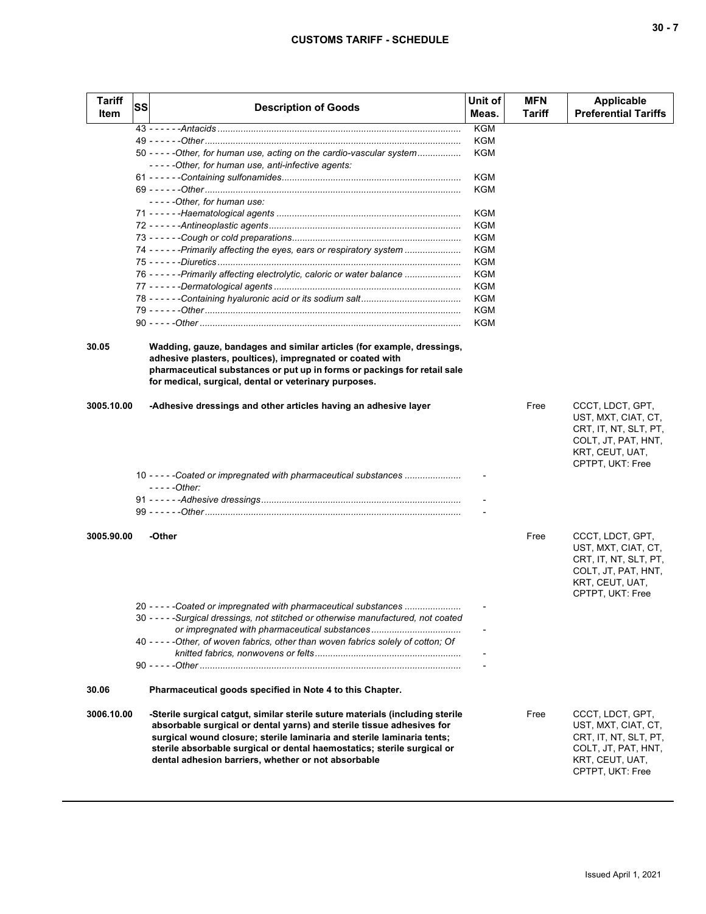| Tariff Item | SS | Description of Goods | Unit of Meas. | MFN Tariff | Applicable Preferential Tariffs |
|---|---|---|---|---|---|
| | | 43 - - - - - -*Antacids* | KGM | | |
| | | 49 - - - - - -*Other* | KGM | | |
| | | 50 - - - - -*Other, for human use, acting on the cardio-vascular system* | KGM | | |
| | | - - - - -*Other, for human use, anti-infective agents:* | | | |
| | | 61 - - - - - -*Containing sulfonamides* | KGM | | |
| | | 69 - - - - - -*Other* | KGM | | |
| | | - - - - -*Other, for human use:* | | | |
| | | 71 - - - - - -*Haematological agents* | KGM | | |
| | | 72 - - - - - -*Antineoplastic agents* | KGM | | |
| | | 73 - - - - - -*Cough or cold preparations* | KGM | | |
| | | 74 - - - - - -*Primarily affecting the eyes, ears or respiratory system* | KGM | | |
| | | 75 - - - - - -*Diuretics* | KGM | | |
| | | 76 - - - - - -*Primarily affecting electrolytic, caloric or water balance* | KGM | | |
| | | 77 - - - - - -*Dermatological agents* | KGM | | |
| | | 78 - - - - - -*Containing hyaluronic acid or its sodium salt* | KGM | | |
| | | 79 - - - - - -*Other* | KGM | | |
| | | 90 - - - - -*Other* | KGM | | |
| **30.05** | | **Wadding, gauze, bandages and similar articles (for example, dressings, adhesive plasters, poultices), impregnated or coated with pharmaceutical substances or put up in forms or packings for retail sale for medical, surgical, dental or veterinary purposes.** | | | |
| **3005.10.00** | | **-Adhesive dressings and other articles having an adhesive layer** | | Free | CCCT, LDCT, GPT, UST, MXT, CIAT, CT, CRT, IT, NT, SLT, PT, COLT, JT, PAT, HNT, KRT, CEUT, UAT, CPTPT, UKT: Free |
| | | 10 - - - - -*Coated or impregnated with pharmaceutical substances* | - | | |
| | | - - - - -*Other:* | | | |
| | | 91 - - - - - -*Adhesive dressings* | - | | |
| | | 99 - - - - - -*Other* | - | | |
| **3005.90.00** | | **-Other** | | Free | CCCT, LDCT, GPT, UST, MXT, CIAT, CT, CRT, IT, NT, SLT, PT, COLT, JT, PAT, HNT, KRT, CEUT, UAT, CPTPT, UKT: Free |
| | | 20 - - - - -*Coated or impregnated with pharmaceutical substances* | - | | |
| | | 30 - - - - -*Surgical dressings, not stitched or otherwise manufactured, not coated or impregnated with pharmaceutical substances* | - | | |
| | | 40 - - - - -*Other, of woven fabrics, other than woven fabrics solely of cotton; Of knitted fabrics, nonwovens or felts* | - | | |
| | | 90 - - - - -*Other* | - | | |
| **30.06** | | **Pharmaceutical goods specified in Note 4 to this Chapter.** | | | |
| **3006.10.00** | | **-Sterile surgical catgut, similar sterile suture materials (including sterile absorbable surgical or dental yarns) and sterile tissue adhesives for surgical wound closure; sterile laminaria and sterile laminaria tents; sterile absorbable surgical or dental haemostatics; sterile surgical or dental adhesion barriers, whether or not absorbable** | | Free | CCCT, LDCT, GPT, UST, MXT, CIAT, CT, CRT, IT, NT, SLT, PT, COLT, JT, PAT, HNT, KRT, CEUT, UAT, CPTPT, UKT: Free |

Issued April 1, 2021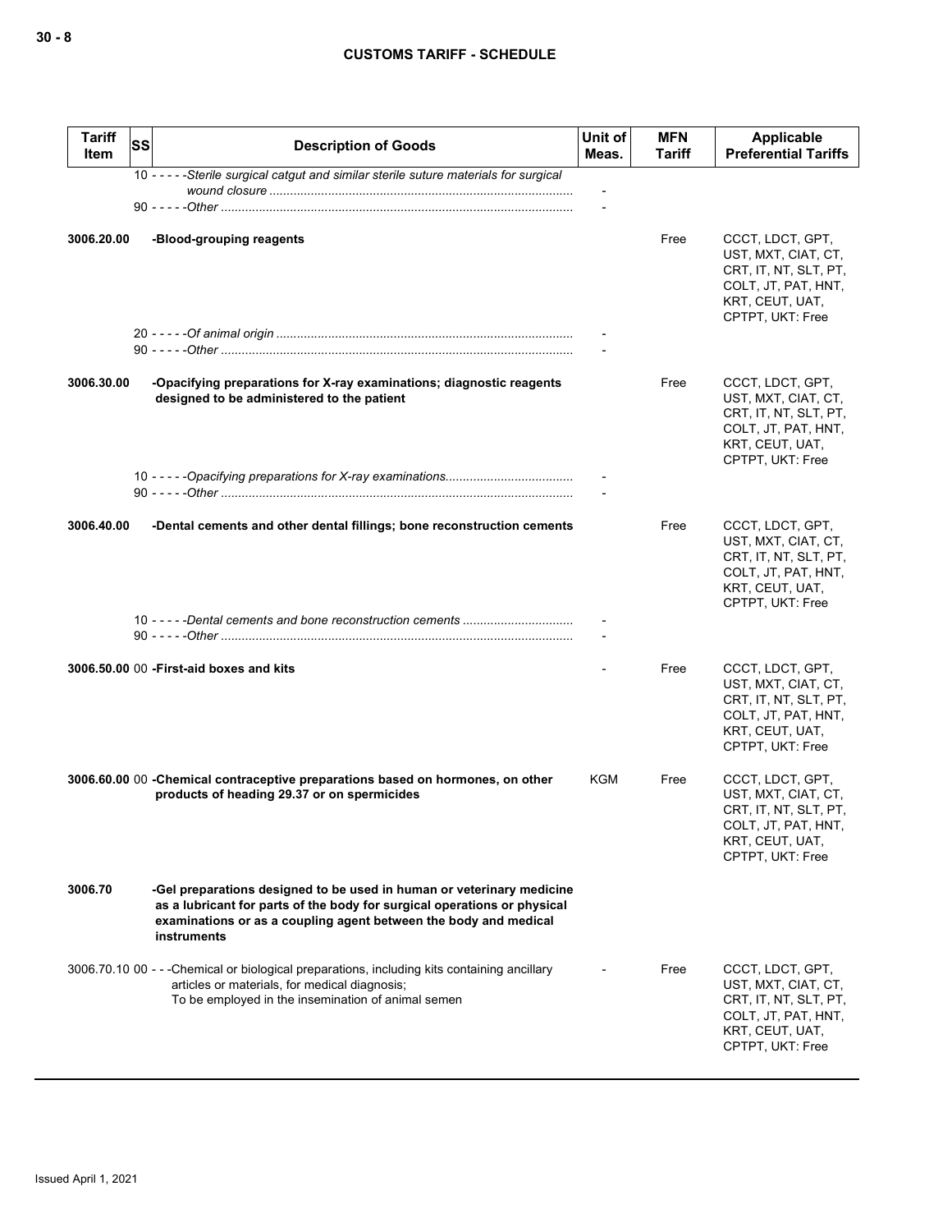| Tariff Item | SS | Description of Goods | Unit of Meas. | MFN Tariff | Applicable Preferential Tariffs |
|---|---|---|---|---|---|
| | | 10 - - - - -*Sterile surgical catgut and similar sterile suture materials for surgical wound closure* | - | | |
| | | 90 - - - - -*Other* | - | | |
| **3006.20.00** | | **-Blood-grouping reagents** | | Free | CCCT, LDCT, GPT, UST, MXT, CIAT, CT, CRT, IT, NT, SLT, PT, COLT, JT, PAT, HNT, KRT, CEUT, UAT, CPTPT, UKT: Free |
| | | 20 - - - - -*Of animal origin* | - | | |
| | | 90 - - - - -*Other* | - | | |
| **3006.30.00** | | **-Opacifying preparations for X-ray examinations; diagnostic reagents designed to be administered to the patient** | | Free | CCCT, LDCT, GPT, UST, MXT, CIAT, CT, CRT, IT, NT, SLT, PT, COLT, JT, PAT, HNT, KRT, CEUT, UAT, CPTPT, UKT: Free |
| | | 10 - - - - -*Opacifying preparations for X-ray examinations* | - | | |
| | | 90 - - - - -*Other* | - | | |
| **3006.40.00** | | **-Dental cements and other dental fillings; bone reconstruction cements** | | Free | CCCT, LDCT, GPT, UST, MXT, CIAT, CT, CRT, IT, NT, SLT, PT, COLT, JT, PAT, HNT, KRT, CEUT, UAT, CPTPT, UKT: Free |
| | | 10 - - - - -*Dental cements and bone reconstruction cements* | - | | |
| | | 90 - - - - -*Other* | - | | |
| **3006.50.00** | 00 | **-First-aid boxes and kits** | - | Free | CCCT, LDCT, GPT, UST, MXT, CIAT, CT, CRT, IT, NT, SLT, PT, COLT, JT, PAT, HNT, KRT, CEUT, UAT, CPTPT, UKT: Free |
| **3006.60.00** | 00 | **-Chemical contraceptive preparations based on hormones, on other products of heading 29.37 or on spermicides** | KGM | Free | CCCT, LDCT, GPT, UST, MXT, CIAT, CT, CRT, IT, NT, SLT, PT, COLT, JT, PAT, HNT, KRT, CEUT, UAT, CPTPT, UKT: Free |
| **3006.70** | | **-Gel preparations designed to be used in human or veterinary medicine as a lubricant for parts of the body for surgical operations or physical examinations or as a coupling agent between the body and medical instruments** | | | |
| 3006.70.10 | 00 | - - -Chemical or biological preparations, including kits containing ancillary articles or materials, for medical diagnosis; To be employed in the insemination of animal semen | - | Free | CCCT, LDCT, GPT, UST, MXT, CIAT, CT, CRT, IT, NT, SLT, PT, COLT, JT, PAT, HNT, KRT, CEUT, UAT, CPTPT, UKT: Free |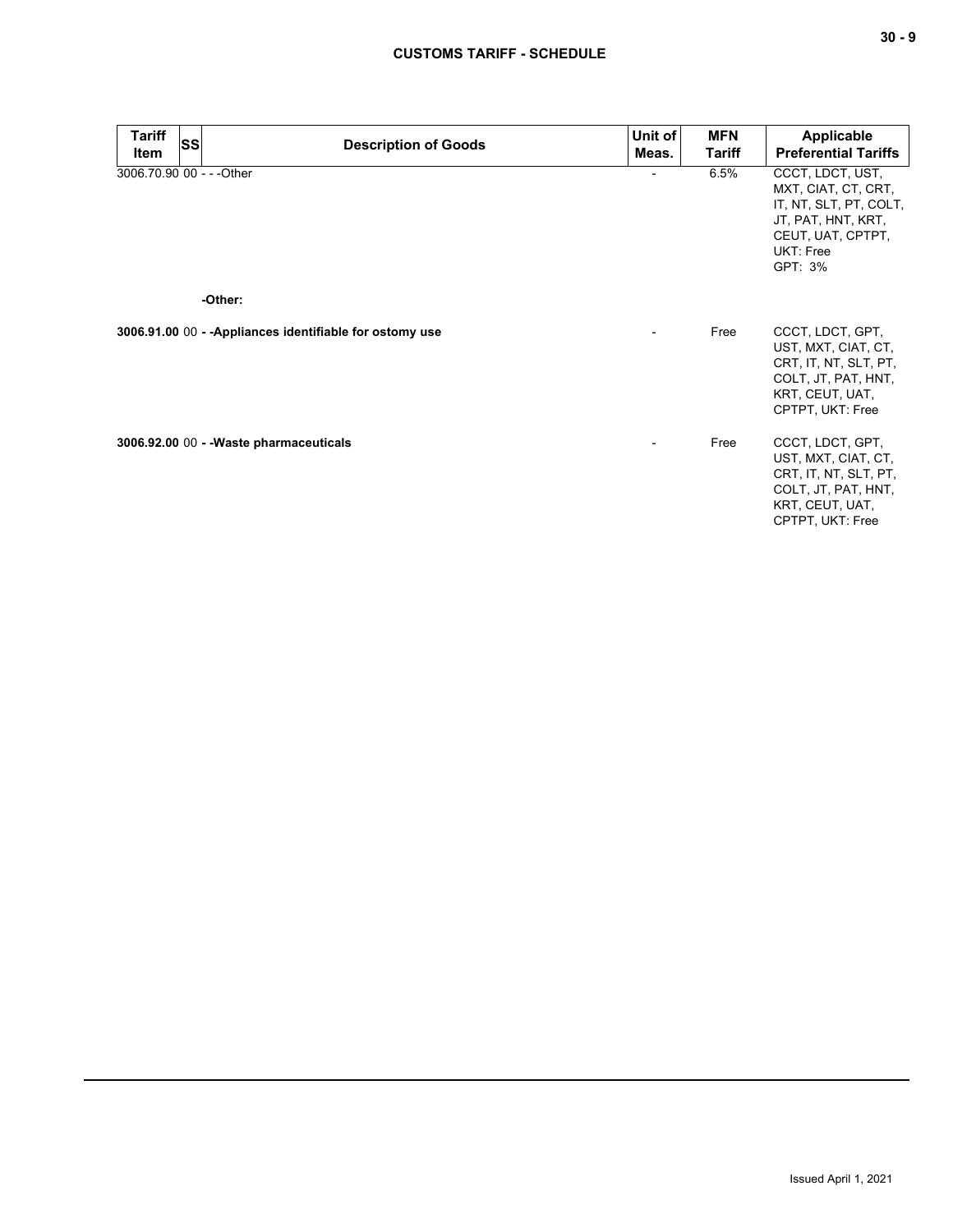| Tariff Item | SS | Description of Goods | Unit of Meas. | MFN Tariff | Applicable Preferential Tariffs |
|---|---|---|---|---|---|
| 3006.70.90 | 00 | - - -Other | - | 6.5% | CCCT, LDCT, UST, MXT, CIAT, CT, CRT, IT, NT, SLT, PT, COLT, JT, PAT, HNT, KRT, CEUT, UAT, CPTPT, UKT: Free<br>GPT: 3% |
| | | **-Other:** | | | |
| **3006.91.00** | 00 | **- -Appliances identifiable for ostomy use** | - | Free | CCCT, LDCT, GPT, UST, MXT, CIAT, CT, CRT, IT, NT, SLT, PT, COLT, JT, PAT, HNT, KRT, CEUT, UAT, CPTPT, UKT: Free |
| **3006.92.00** | 00 | **- -Waste pharmaceuticals** | - | Free | CCCT, LDCT, GPT, UST, MXT, CIAT, CT, CRT, IT, NT, SLT, PT, COLT, JT, PAT, HNT, KRT, CEUT, UAT, CPTPT, UKT: Free |